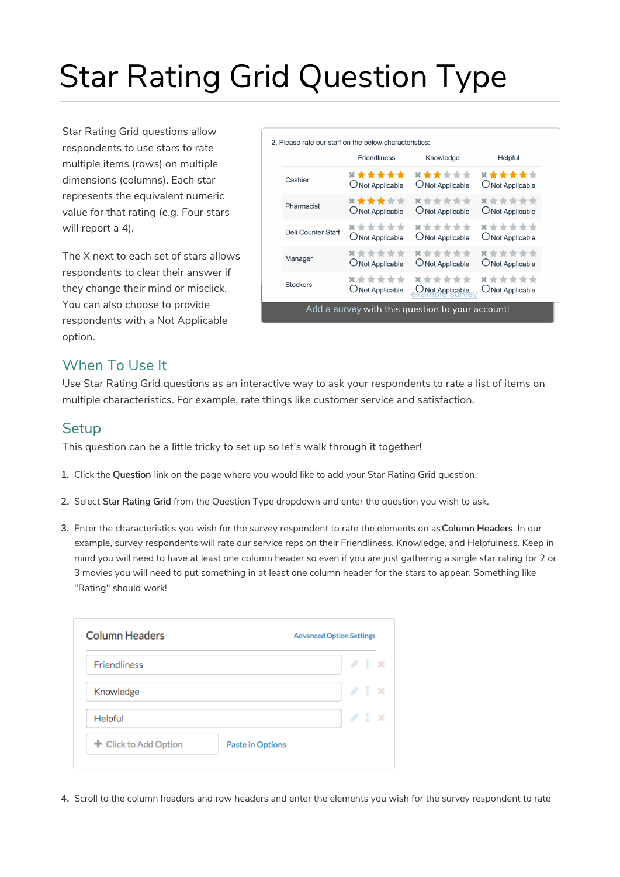# Star Rating Grid Question Type

Star Rating Grid questions allow respondents to use stars to rate multiple items (rows) on multiple dimensions (columns). Each star represents the equivalent numeric value for that rating (e.g. Four stars will report a 4).

The X next to each set of stars allows respondents to clear their answer if they change their mind or misclick. You can also choose to provide respondents with a Not Applicable option.

## When To Use It

Use Star Rating Grid questions as an interactive way to ask your respondents to rate a list of items on multiple characteristics. For example, rate things like customer service and satisfaction.

## Setup

This question can be a little tricky to set up so let's walk through it together!

1. Click the **Question** link on the page where you would like to add your Star Rating Grid question.
2. Select **Star Rating Grid** from the Question Type dropdown and enter the question you wish to ask.
3. Enter the characteristics you wish for the survey respondent to rate the elements on as **Column Headers**. In our example, survey respondents will rate our service reps on their Friendliness, Knowledge, and Helpfulness. Keep in mind you will need to have at least one column header so even if you are just gathering a single star rating for 2 or 3 movies you will need to put something in at least one column header for the stars to appear. Something like "Rating" should work!
4. Scroll to the column headers and row headers and enter the elements you wish for the survey respondent to rate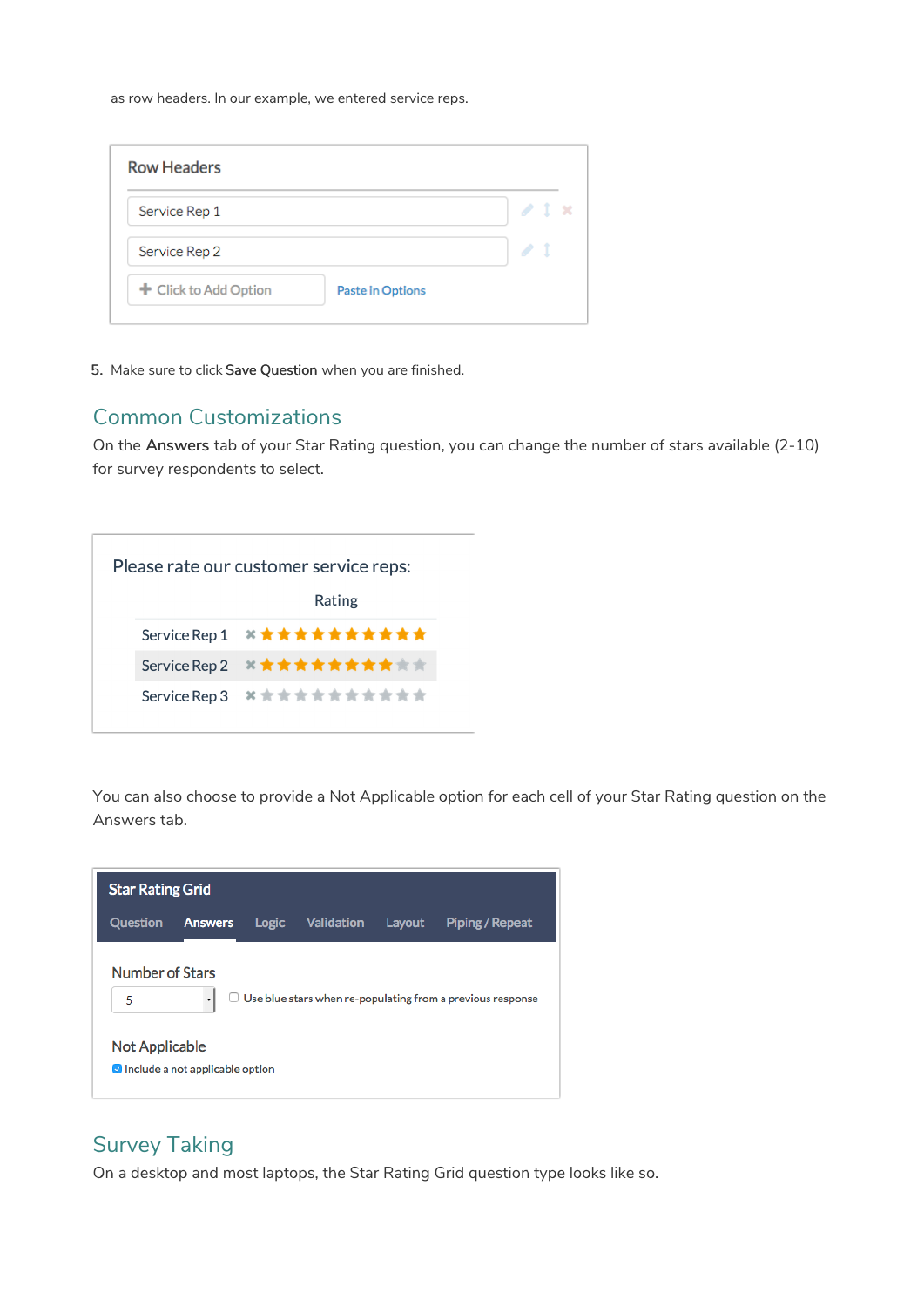as row headers. In our example, we entered service reps.

5. Make sure to click **Save Question** when you are finished.

## Common Customizations

On the **Answers** tab of your Star Rating question, you can change the number of stars available (2-10) for survey respondents to select.

You can also choose to provide a Not Applicable option for each cell of your Star Rating question on the Answers tab.

## Survey Taking

On a desktop and most laptops, the Star Rating Grid question type looks like so.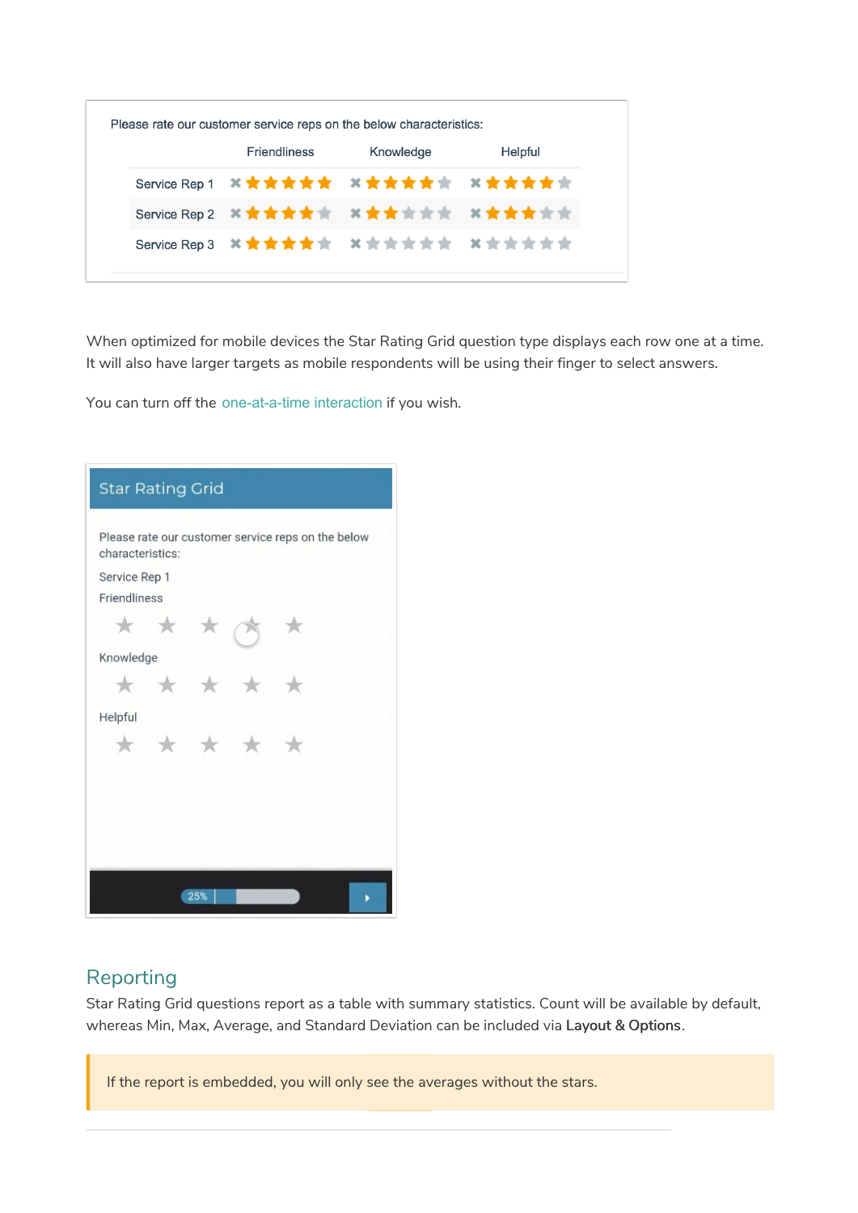When optimized for mobile devices the Star Rating Grid question type displays each row one at a time. It will also have larger targets as mobile respondents will be using their finger to select answers.

You can turn off the one-at-a-time interaction if you wish.

## Reporting

Star Rating Grid questions report as a table with summary statistics. Count will be available by default, whereas Min, Max, Average, and Standard Deviation can be included via **Layout & Options**.

> If the report is embedded, you will only see the averages without the stars.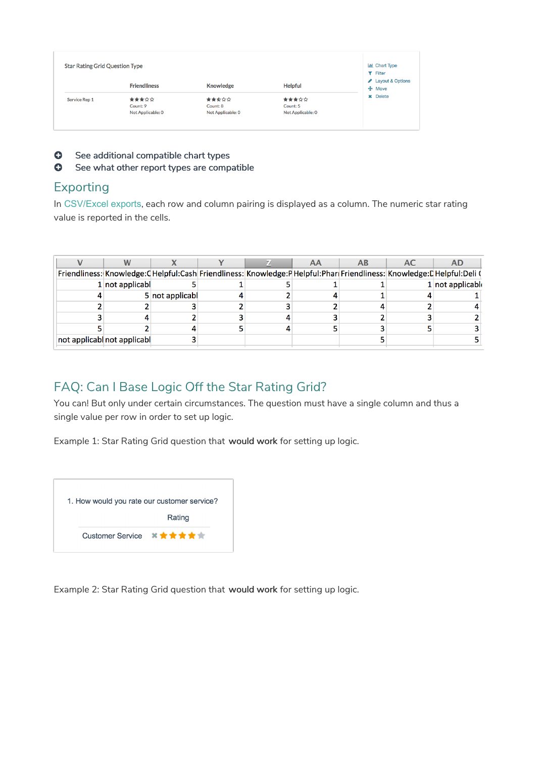Star Rating Grid Question Type

| | Friendliness | Knowledge | Helpful |
|---|---|---|---|
| Service Rep 1 | ★★★☆☆ Count: 9 Not Applicable: 0 | ★★★☆☆ Count: 8 Not Applicable: 0 | ★★★☆☆ Count: 5 Not Applicable: 0 |

Chart Type
Filter
Layout & Options
Move
Delete

- See additional compatible chart types
- See what other report types are compatible

## Exporting

In CSV/Excel exports, each row and column pairing is displayed as a column. The numeric star rating value is reported in the cells.

| V | W | X | Y | Z | AA | AB | AC | AD |
|---|---|---|---|---|---|---|---|---|
| Friendliness: | Knowledge:C | Helpful:Cash | Friendliness: | Knowledge:P | Helpful:Phar | Friendliness: | Knowledge:D | Helpful:Deli ( |
| 1 | not applicabl | 5 | 1 | 5 | 1 | 1 | 1 | not applicabl |
| 4 | 5 | not applicabl | 4 | 2 | 4 | 1 | 4 | 1 |
| 2 | 2 | 3 | 2 | 3 | 2 | 4 | 2 | 4 |
| 3 | 4 | 2 | 3 | 4 | 3 | 2 | 3 | 2 |
| 5 | 2 | 4 | 5 | 4 | 5 | 3 | 5 | 3 |
| not applicabl | not applicabl | 3 | | | | 5 | | 5 |

## FAQ: Can I Base Logic Off the Star Rating Grid?

You can! But only under certain circumstances. The question must have a single column and thus a single value per row in order to set up logic.

Example 1: Star Rating Grid question that **would work** for setting up logic.

1. How would you rate our customer service?

| | Rating |
|---|---|
| Customer Service | ✖ ★★★★☆ |

Example 2: Star Rating Grid question that **would work** for setting up logic.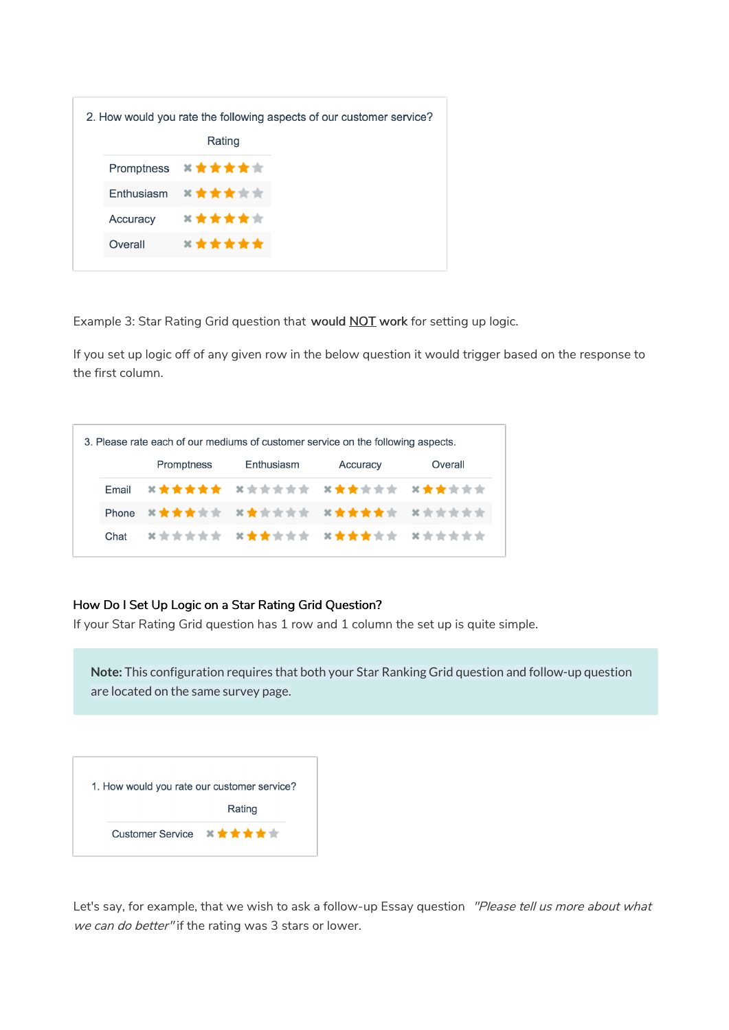2. How would you rate the following aspects of our customer service?

| | Rating |
|---|---|
| Promptness | ✖ ★★★★☆ |
| Enthusiasm | ✖ ★★★☆☆ |
| Accuracy | ✖ ★★★★☆ |
| Overall | ✖ ★★★★★ |

Example 3: Star Rating Grid question that **would NOT work** for setting up logic.

If you set up logic off of any given row in the below question it would trigger based on the response to the first column.

3. Please rate each of our mediums of customer service on the following aspects.

| | Promptness | Enthusiasm | Accuracy | Overall |
|---|---|---|---|---|
| Email | ✖ ★★★★★ | ✖ ☆☆☆☆☆ | ✖ ★★☆☆☆ | ✖ ★★☆☆☆ |
| Phone | ✖ ★★★☆☆ | ✖ ★☆☆☆☆ | ✖ ★★★★☆ | ✖ ☆☆☆☆☆ |
| Chat | ✖ ☆☆☆☆☆ | ✖ ★★☆☆☆ | ✖ ★★★☆☆ | ✖ ☆☆☆☆☆ |

### How Do I Set Up Logic on a Star Rating Grid Question?

If your Star Rating Grid question has 1 row and 1 column the set up is quite simple.

> **Note:** This configuration requires that both your Star Ranking Grid question and follow-up question are located on the same survey page.

1. How would you rate our customer service?

| | Rating |
|---|---|
| Customer Service | ✖ ★★★★☆ |

Let's say, for example, that we wish to ask a follow-up Essay question *"Please tell us more about what we can do better"* if the rating was 3 stars or lower.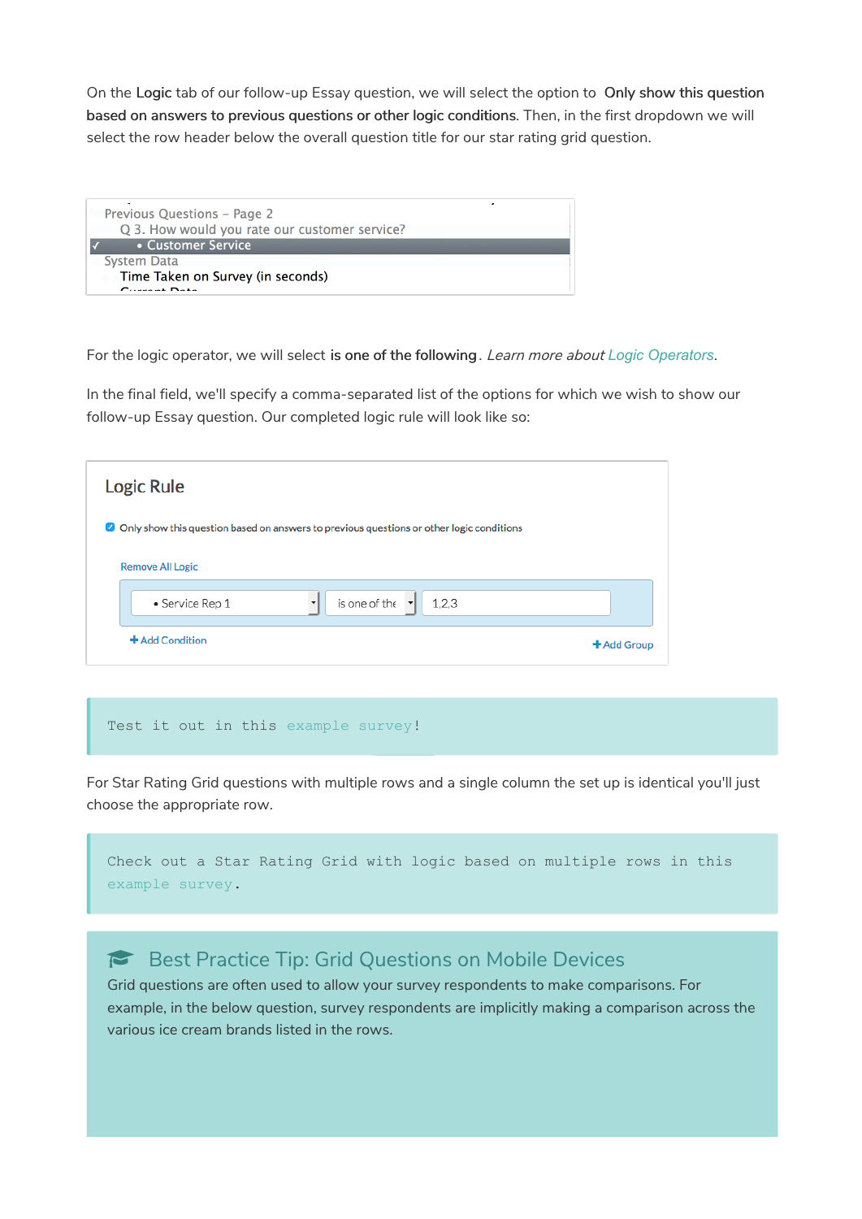On the **Logic** tab of our follow-up Essay question, we will select the option to **Only show this question based on answers to previous questions or other logic conditions**. Then, in the first dropdown we will select the row header below the overall question title for our star rating grid question.

For the logic operator, we will select **is one of the following**. *Learn more about Logic Operators.*

In the final field, we'll specify a comma-separated list of the options for which we wish to show our follow-up Essay question. Our completed logic rule will look like so:

> Test it out in this example survey!

For Star Rating Grid questions with multiple rows and a single column the set up is identical you'll just choose the appropriate row.

> Check out a Star Rating Grid with logic based on multiple rows in this example survey.

### Best Practice Tip: Grid Questions on Mobile Devices

Grid questions are often used to allow your survey respondents to make comparisons. For example, in the below question, survey respondents are implicitly making a comparison across the various ice cream brands listed in the rows.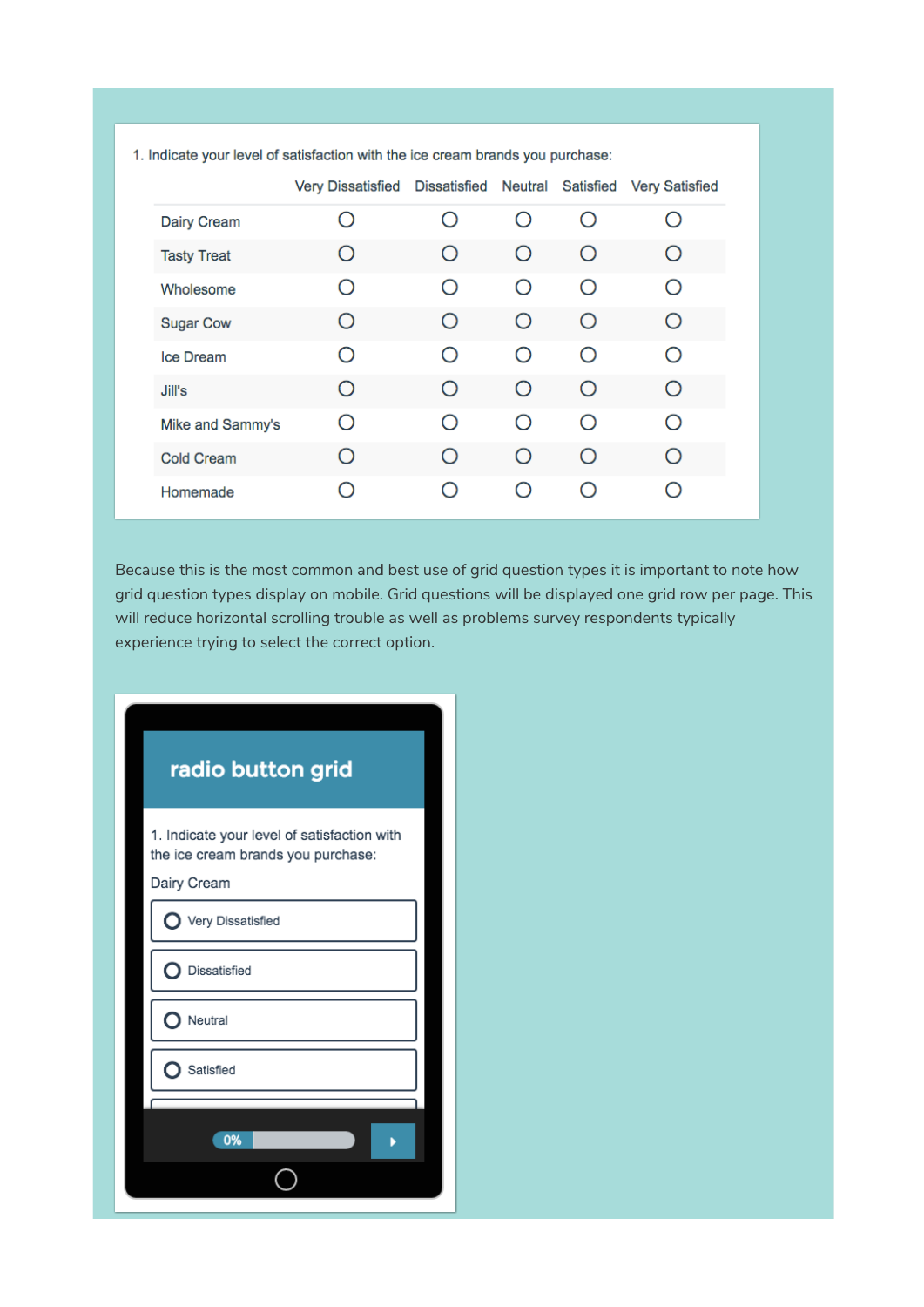1. Indicate your level of satisfaction with the ice cream brands you purchase:

| | Very Dissatisfied | Dissatisfied | Neutral | Satisfied | Very Satisfied |
|---|---|---|---|---|---|
| Dairy Cream | ○ | ○ | ○ | ○ | ○ |
| Tasty Treat | ○ | ○ | ○ | ○ | ○ |
| Wholesome | ○ | ○ | ○ | ○ | ○ |
| Sugar Cow | ○ | ○ | ○ | ○ | ○ |
| Ice Dream | ○ | ○ | ○ | ○ | ○ |
| Jill's | ○ | ○ | ○ | ○ | ○ |
| Mike and Sammy's | ○ | ○ | ○ | ○ | ○ |
| Cold Cream | ○ | ○ | ○ | ○ | ○ |
| Homemade | ○ | ○ | ○ | ○ | ○ |

Because this is the most common and best use of grid question types it is important to note how grid question types display on mobile. Grid questions will be displayed one grid row per page. This will reduce horizontal scrolling trouble as well as problems survey respondents typically experience trying to select the correct option.

**radio button grid**

1. Indicate your level of satisfaction with the ice cream brands you purchase:

Dairy Cream

- ○ Very Dissatisfied
- ○ Dissatisfied
- ○ Neutral
- ○ Satisfied

0%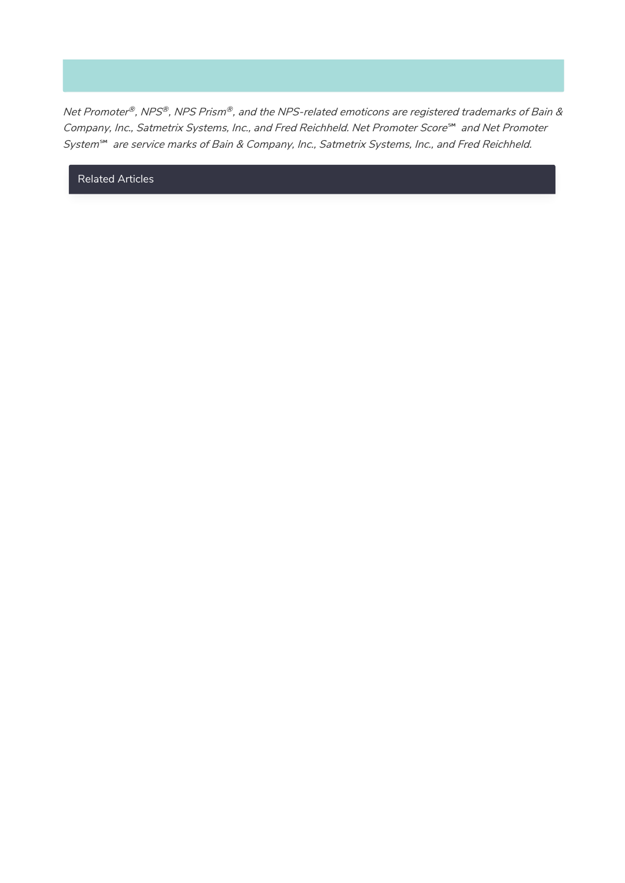*Net Promoter®, NPS®, NPS Prism®, and the NPS-related emoticons are registered trademarks of Bain & Company, Inc., Satmetrix Systems, Inc., and Fred Reichheld. Net Promoter Score℠ and Net Promoter System℠ are service marks of Bain & Company, Inc., Satmetrix Systems, Inc., and Fred Reichheld.*

Related Articles